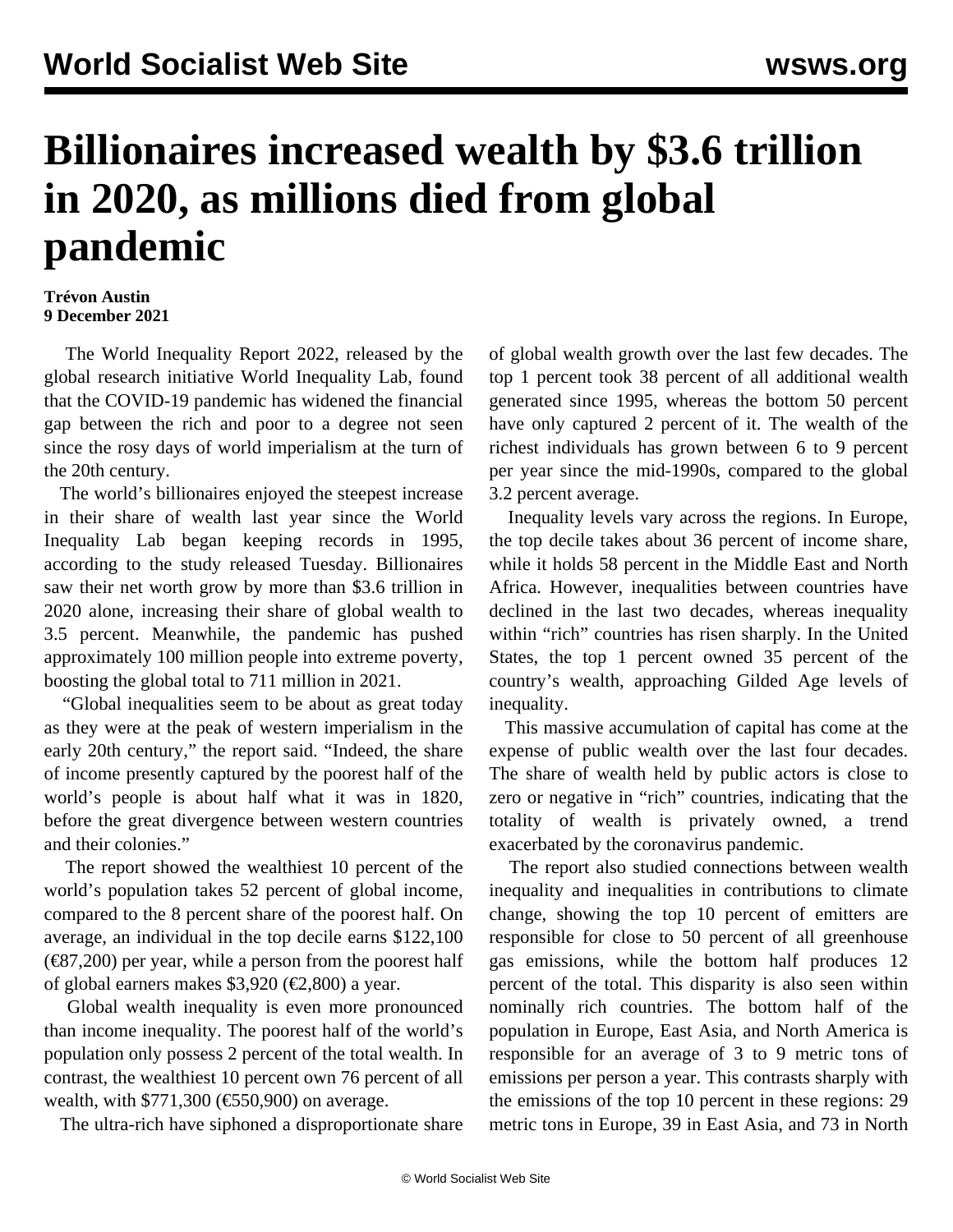# Billionaires increased wealth by $3.6 trillion in 2020, as millions died from global pandemic

**Trévon Austin**
**9 December 2021**

The World Inequality Report 2022, released by the global research initiative World Inequality Lab, found that the COVID-19 pandemic has widened the financial gap between the rich and poor to a degree not seen since the rosy days of world imperialism at the turn of the 20th century.

The world's billionaires enjoyed the steepest increase in their share of wealth last year since the World Inequality Lab began keeping records in 1995, according to the study released Tuesday. Billionaires saw their net worth grow by more than $3.6 trillion in 2020 alone, increasing their share of global wealth to 3.5 percent. Meanwhile, the pandemic has pushed approximately 100 million people into extreme poverty, boosting the global total to 711 million in 2021.

"Global inequalities seem to be about as great today as they were at the peak of western imperialism in the early 20th century," the report said. "Indeed, the share of income presently captured by the poorest half of the world's people is about half what it was in 1820, before the great divergence between western countries and their colonies."

The report showed the wealthiest 10 percent of the world's population takes 52 percent of global income, compared to the 8 percent share of the poorest half. On average, an individual in the top decile earns $122,100 (€87,200) per year, while a person from the poorest half of global earners makes $3,920 (€2,800) a year.

Global wealth inequality is even more pronounced than income inequality. The poorest half of the world's population only possess 2 percent of the total wealth. In contrast, the wealthiest 10 percent own 76 percent of all wealth, with $771,300 (€550,900) on average.

The ultra-rich have siphoned a disproportionate share of global wealth growth over the last few decades. The top 1 percent took 38 percent of all additional wealth generated since 1995, whereas the bottom 50 percent have only captured 2 percent of it. The wealth of the richest individuals has grown between 6 to 9 percent per year since the mid-1990s, compared to the global 3.2 percent average.

Inequality levels vary across the regions. In Europe, the top decile takes about 36 percent of income share, while it holds 58 percent in the Middle East and North Africa. However, inequalities between countries have declined in the last two decades, whereas inequality within "rich" countries has risen sharply. In the United States, the top 1 percent owned 35 percent of the country's wealth, approaching Gilded Age levels of inequality.

This massive accumulation of capital has come at the expense of public wealth over the last four decades. The share of wealth held by public actors is close to zero or negative in "rich" countries, indicating that the totality of wealth is privately owned, a trend exacerbated by the coronavirus pandemic.

The report also studied connections between wealth inequality and inequalities in contributions to climate change, showing the top 10 percent of emitters are responsible for close to 50 percent of all greenhouse gas emissions, while the bottom half produces 12 percent of the total. This disparity is also seen within nominally rich countries. The bottom half of the population in Europe, East Asia, and North America is responsible for an average of 3 to 9 metric tons of emissions per person a year. This contrasts sharply with the emissions of the top 10 percent in these regions: 29 metric tons in Europe, 39 in East Asia, and 73 in North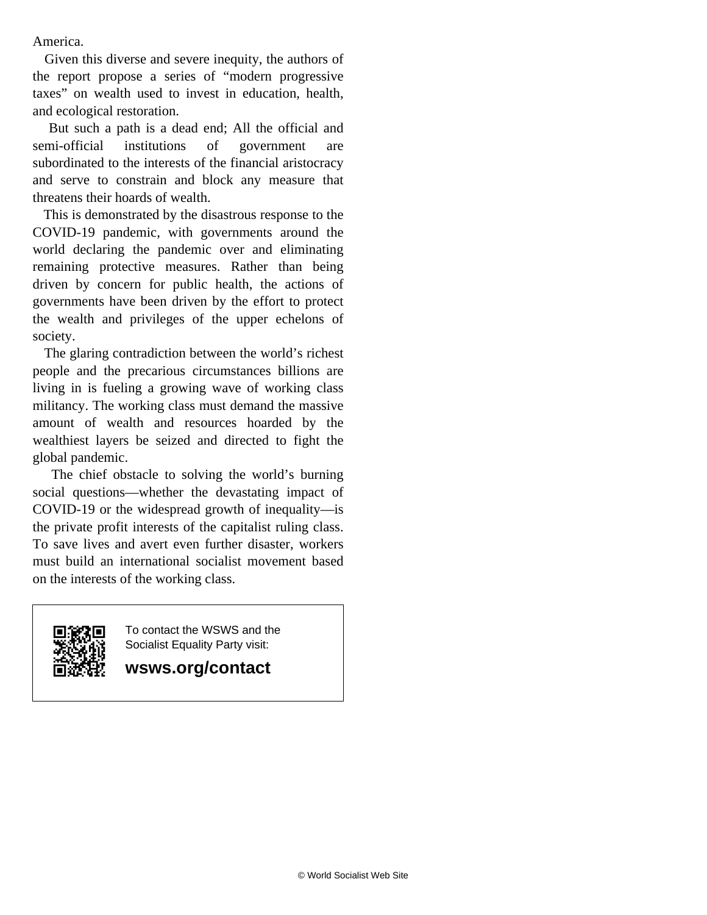America.

Given this diverse and severe inequity, the authors of the report propose a series of “modern progressive taxes” on wealth used to invest in education, health, and ecological restoration.

But such a path is a dead end; All the official and semi-official institutions of government are subordinated to the interests of the financial aristocracy and serve to constrain and block any measure that threatens their hoards of wealth.

This is demonstrated by the disastrous response to the COVID-19 pandemic, with governments around the world declaring the pandemic over and eliminating remaining protective measures. Rather than being driven by concern for public health, the actions of governments have been driven by the effort to protect the wealth and privileges of the upper echelons of society.

The glaring contradiction between the world’s richest people and the precarious circumstances billions are living in is fueling a growing wave of working class militancy. The working class must demand the massive amount of wealth and resources hoarded by the wealthiest layers be seized and directed to fight the global pandemic.

The chief obstacle to solving the world’s burning social questions—whether the devastating impact of COVID-19 or the widespread growth of inequality—is the private profit interests of the capitalist ruling class. To save lives and avert even further disaster, workers must build an international socialist movement based on the interests of the working class.

To contact the WSWS and the Socialist Equality Party visit:

**wsws.org/contact**